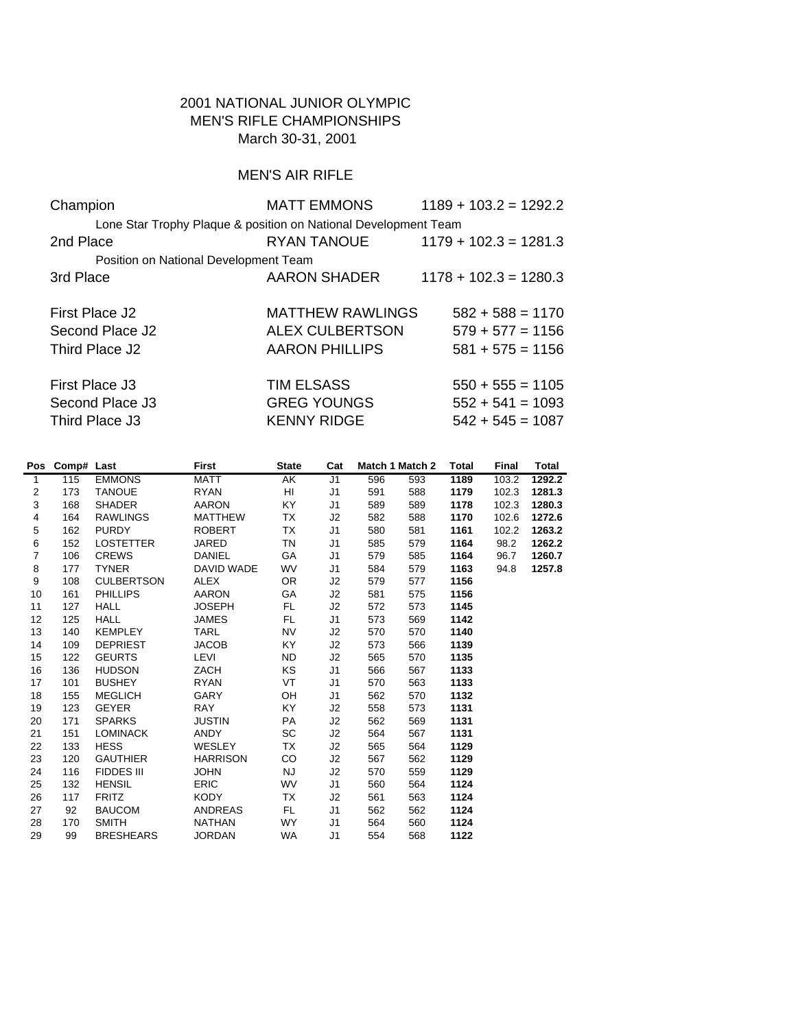# 2001 NATIONAL JUNIOR OLYMPIC
# MEN'S RIFLE CHAMPIONSHIPS

March 30-31, 2001

## MEN'S AIR RIFLE

| | | |
|---|---|---|
| Champion | MATT EMMONS | 1189 + 103.2 = 1292.2 |
| Lone Star Trophy Plaque & position on National Development Team | | |
| 2nd Place | RYAN TANOUE | 1179 + 102.3 = 1281.3 |
| Position on National Development Team | | |
| 3rd Place | AARON SHADER | 1178 + 102.3 = 1280.3 |
| First Place J2 | MATTHEW RAWLINGS | 582 + 588 = 1170 |
| Second Place J2 | ALEX CULBERTSON | 579 + 577 = 1156 |
| Third Place J2 | AARON PHILLIPS | 581 + 575 = 1156 |
| First Place J3 | TIM ELSASS | 550 + 555 = 1105 |
| Second Place J3 | GREG YOUNGS | 552 + 541 = 1093 |
| Third Place J3 | KENNY RIDGE | 542 + 545 = 1087 |

| Pos | Comp# | Last | First | State | Cat | Match 1 | Match 2 | Total | Final | Total |
|---|---|---|---|---|---|---|---|---|---|---|
| 1 | 115 | EMMONS | MATT | AK | J1 | 596 | 593 | **1189** | 103.2 | **1292.2** |
| 2 | 173 | TANOUE | RYAN | HI | J1 | 591 | 588 | **1179** | 102.3 | **1281.3** |
| 3 | 168 | SHADER | AARON | KY | J1 | 589 | 589 | **1178** | 102.3 | **1280.3** |
| 4 | 164 | RAWLINGS | MATTHEW | TX | J2 | 582 | 588 | **1170** | 102.6 | **1272.6** |
| 5 | 162 | PURDY | ROBERT | TX | J1 | 580 | 581 | **1161** | 102.2 | **1263.2** |
| 6 | 152 | LOSTETTER | JARED | TN | J1 | 585 | 579 | **1164** | 98.2 | **1262.2** |
| 7 | 106 | CREWS | DANIEL | GA | J1 | 579 | 585 | **1164** | 96.7 | **1260.7** |
| 8 | 177 | TYNER | DAVID WADE | WV | J1 | 584 | 579 | **1163** | 94.8 | **1257.8** |
| 9 | 108 | CULBERTSON | ALEX | OR | J2 | 579 | 577 | **1156** | | |
| 10 | 161 | PHILLIPS | AARON | GA | J2 | 581 | 575 | **1156** | | |
| 11 | 127 | HALL | JOSEPH | FL | J2 | 572 | 573 | **1145** | | |
| 12 | 125 | HALL | JAMES | FL | J1 | 573 | 569 | **1142** | | |
| 13 | 140 | KEMPLEY | TARL | NV | J2 | 570 | 570 | **1140** | | |
| 14 | 109 | DEPRIEST | JACOB | KY | J2 | 573 | 566 | **1139** | | |
| 15 | 122 | GEURTS | LEVI | ND | J2 | 565 | 570 | **1135** | | |
| 16 | 136 | HUDSON | ZACH | KS | J1 | 566 | 567 | **1133** | | |
| 17 | 101 | BUSHEY | RYAN | VT | J1 | 570 | 563 | **1133** | | |
| 18 | 155 | MEGLICH | GARY | OH | J1 | 562 | 570 | **1132** | | |
| 19 | 123 | GEYER | RAY | KY | J2 | 558 | 573 | **1131** | | |
| 20 | 171 | SPARKS | JUSTIN | PA | J2 | 562 | 569 | **1131** | | |
| 21 | 151 | LOMINACK | ANDY | SC | J2 | 564 | 567 | **1131** | | |
| 22 | 133 | HESS | WESLEY | TX | J2 | 565 | 564 | **1129** | | |
| 23 | 120 | GAUTHIER | HARRISON | CO | J2 | 567 | 562 | **1129** | | |
| 24 | 116 | FIDDES III | JOHN | NJ | J2 | 570 | 559 | **1129** | | |
| 25 | 132 | HENSIL | ERIC | WV | J1 | 560 | 564 | **1124** | | |
| 26 | 117 | FRITZ | KODY | TX | J2 | 561 | 563 | **1124** | | |
| 27 | 92 | BAUCOM | ANDREAS | FL | J1 | 562 | 562 | **1124** | | |
| 28 | 170 | SMITH | NATHAN | WY | J1 | 564 | 560 | **1124** | | |
| 29 | 99 | BRESHEARS | JORDAN | WA | J1 | 554 | 568 | **1122** | | |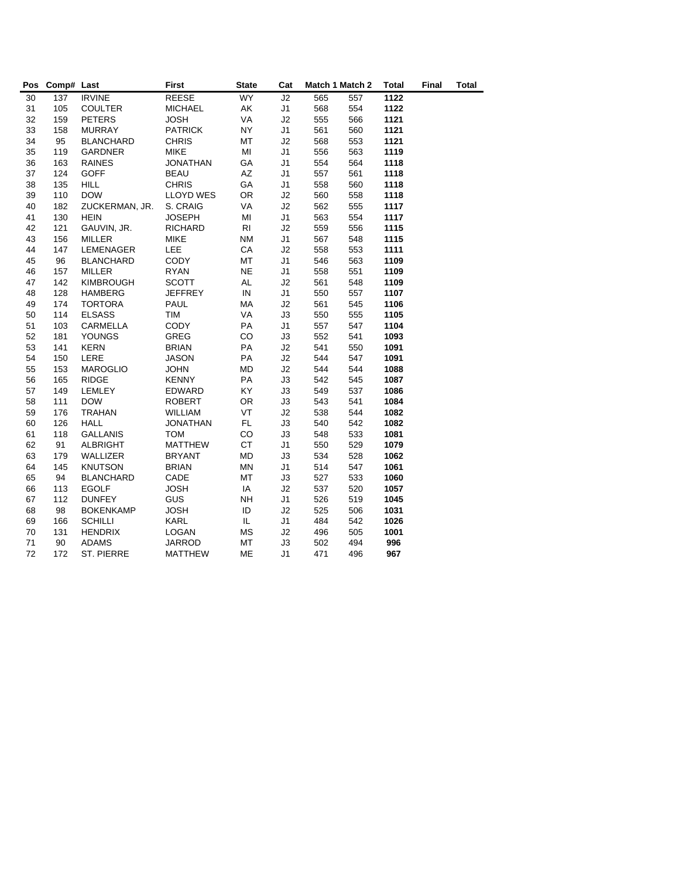| Pos | Comp# | Last | First | State | Cat | Match 1 | Match 2 | Total | Final | Total |
|---|---|---|---|---|---|---|---|---|---|---|
| 30 | 137 | IRVINE | REESE | WY | J2 | 565 | 557 | **1122** | | |
| 31 | 105 | COULTER | MICHAEL | AK | J1 | 568 | 554 | **1122** | | |
| 32 | 159 | PETERS | JOSH | VA | J2 | 555 | 566 | **1121** | | |
| 33 | 158 | MURRAY | PATRICK | NY | J1 | 561 | 560 | **1121** | | |
| 34 | 95 | BLANCHARD | CHRIS | MT | J2 | 568 | 553 | **1121** | | |
| 35 | 119 | GARDNER | MIKE | MI | J1 | 556 | 563 | **1119** | | |
| 36 | 163 | RAINES | JONATHAN | GA | J1 | 554 | 564 | **1118** | | |
| 37 | 124 | GOFF | BEAU | AZ | J1 | 557 | 561 | **1118** | | |
| 38 | 135 | HILL | CHRIS | GA | J1 | 558 | 560 | **1118** | | |
| 39 | 110 | DOW | LLOYD WES | OR | J2 | 560 | 558 | **1118** | | |
| 40 | 182 | ZUCKERMAN, JR. | S. CRAIG | VA | J2 | 562 | 555 | **1117** | | |
| 41 | 130 | HEIN | JOSEPH | MI | J1 | 563 | 554 | **1117** | | |
| 42 | 121 | GAUVIN, JR. | RICHARD | RI | J2 | 559 | 556 | **1115** | | |
| 43 | 156 | MILLER | MIKE | NM | J1 | 567 | 548 | **1115** | | |
| 44 | 147 | LEMENAGER | LEE | CA | J2 | 558 | 553 | **1111** | | |
| 45 | 96 | BLANCHARD | CODY | MT | J1 | 546 | 563 | **1109** | | |
| 46 | 157 | MILLER | RYAN | NE | J1 | 558 | 551 | **1109** | | |
| 47 | 142 | KIMBROUGH | SCOTT | AL | J2 | 561 | 548 | **1109** | | |
| 48 | 128 | HAMBERG | JEFFREY | IN | J1 | 550 | 557 | **1107** | | |
| 49 | 174 | TORTORA | PAUL | MA | J2 | 561 | 545 | **1106** | | |
| 50 | 114 | ELSASS | TIM | VA | J3 | 550 | 555 | **1105** | | |
| 51 | 103 | CARMELLA | CODY | PA | J1 | 557 | 547 | **1104** | | |
| 52 | 181 | YOUNGS | GREG | CO | J3 | 552 | 541 | **1093** | | |
| 53 | 141 | KERN | BRIAN | PA | J2 | 541 | 550 | **1091** | | |
| 54 | 150 | LERE | JASON | PA | J2 | 544 | 547 | **1091** | | |
| 55 | 153 | MAROGLIO | JOHN | MD | J2 | 544 | 544 | **1088** | | |
| 56 | 165 | RIDGE | KENNY | PA | J3 | 542 | 545 | **1087** | | |
| 57 | 149 | LEMLEY | EDWARD | KY | J3 | 549 | 537 | **1086** | | |
| 58 | 111 | DOW | ROBERT | OR | J3 | 543 | 541 | **1084** | | |
| 59 | 176 | TRAHAN | WILLIAM | VT | J2 | 538 | 544 | **1082** | | |
| 60 | 126 | HALL | JONATHAN | FL | J3 | 540 | 542 | **1082** | | |
| 61 | 118 | GALLANIS | TOM | CO | J3 | 548 | 533 | **1081** | | |
| 62 | 91 | ALBRIGHT | MATTHEW | CT | J1 | 550 | 529 | **1079** | | |
| 63 | 179 | WALLIZER | BRYANT | MD | J3 | 534 | 528 | **1062** | | |
| 64 | 145 | KNUTSON | BRIAN | MN | J1 | 514 | 547 | **1061** | | |
| 65 | 94 | BLANCHARD | CADE | MT | J3 | 527 | 533 | **1060** | | |
| 66 | 113 | EGOLF | JOSH | IA | J2 | 537 | 520 | **1057** | | |
| 67 | 112 | DUNFEY | GUS | NH | J1 | 526 | 519 | **1045** | | |
| 68 | 98 | BOKENKAMP | JOSH | ID | J2 | 525 | 506 | **1031** | | |
| 69 | 166 | SCHILLI | KARL | IL | J1 | 484 | 542 | **1026** | | |
| 70 | 131 | HENDRIX | LOGAN | MS | J2 | 496 | 505 | **1001** | | |
| 71 | 90 | ADAMS | JARROD | MT | J3 | 502 | 494 | **996** | | |
| 72 | 172 | ST. PIERRE | MATTHEW | ME | J1 | 471 | 496 | **967** | | |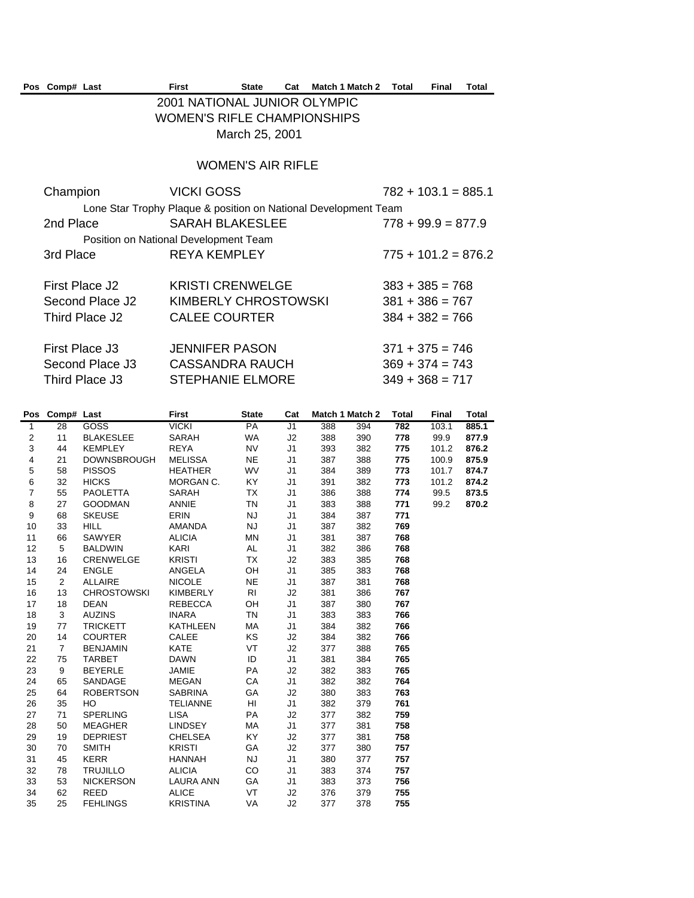| Pos | Comp# | Last | First | State | Cat | Match 1 | Match 2 | Total | Final | Total |
|---|---|---|---|---|---|---|---|---|---|---|

# 2001 NATIONAL JUNIOR OLYMPIC WOMEN'S RIFLE CHAMPIONSHIPS

March 25, 2001

## WOMEN'S AIR RIFLE

Champion — VICKI GOSS — 782 + 103.1 = 885.1

Lone Star Trophy Plaque & position on National Development Team

2nd Place — SARAH BLAKESLEE — 778 + 99.9 = 877.9

Position on National Development Team

3rd Place — REYA KEMPLEY — 775 + 101.2 = 876.2

First Place J2 — KRISTI CRENWELGE — 383 + 385 = 768

Second Place J2 — KIMBERLY CHROSTOWSKI — 381 + 386 = 767

Third Place J2 — CALEE COURTER — 384 + 382 = 766

First Place J3 — JENNIFER PASON — 371 + 375 = 746

Second Place J3 — CASSANDRA RAUCH — 369 + 374 = 743

Third Place J3 — STEPHANIE ELMORE — 349 + 368 = 717

| Pos | Comp# | Last | First | State | Cat | Match 1 | Match 2 | Total | Final | Total |
|---|---|---|---|---|---|---|---|---|---|---|
| 1 | 28 | GOSS | VICKI | PA | J1 | 388 | 394 | **782** | 103.1 | **885.1** |
| 2 | 11 | BLAKESLEE | SARAH | WA | J2 | 388 | 390 | **778** | 99.9 | **877.9** |
| 3 | 44 | KEMPLEY | REYA | NV | J1 | 393 | 382 | **775** | 101.2 | **876.2** |
| 4 | 21 | DOWNSBROUGH | MELISSA | NE | J1 | 387 | 388 | **775** | 100.9 | **875.9** |
| 5 | 58 | PISSOS | HEATHER | WV | J1 | 384 | 389 | **773** | 101.7 | **874.7** |
| 6 | 32 | HICKS | MORGAN C. | KY | J1 | 391 | 382 | **773** | 101.2 | **874.2** |
| 7 | 55 | PAOLETTA | SARAH | TX | J1 | 386 | 388 | **774** | 99.5 | **873.5** |
| 8 | 27 | GOODMAN | ANNIE | TN | J1 | 383 | 388 | **771** | 99.2 | **870.2** |
| 9 | 68 | SKEUSE | ERIN | NJ | J1 | 384 | 387 | **771** | | |
| 10 | 33 | HILL | AMANDA | NJ | J1 | 387 | 382 | **769** | | |
| 11 | 66 | SAWYER | ALICIA | MN | J1 | 381 | 387 | **768** | | |
| 12 | 5 | BALDWIN | KARI | AL | J1 | 382 | 386 | **768** | | |
| 13 | 16 | CRENWELGE | KRISTI | TX | J2 | 383 | 385 | **768** | | |
| 14 | 24 | ENGLE | ANGELA | OH | J1 | 385 | 383 | **768** | | |
| 15 | 2 | ALLAIRE | NICOLE | NE | J1 | 387 | 381 | **768** | | |
| 16 | 13 | CHROSTOWSKI | KIMBERLY | RI | J2 | 381 | 386 | **767** | | |
| 17 | 18 | DEAN | REBECCA | OH | J1 | 387 | 380 | **767** | | |
| 18 | 3 | AUZINS | INARA | TN | J1 | 383 | 383 | **766** | | |
| 19 | 77 | TRICKETT | KATHLEEN | MA | J1 | 384 | 382 | **766** | | |
| 20 | 14 | COURTER | CALEE | KS | J2 | 384 | 382 | **766** | | |
| 21 | 7 | BENJAMIN | KATE | VT | J2 | 377 | 388 | **765** | | |
| 22 | 75 | TARBET | DAWN | ID | J1 | 381 | 384 | **765** | | |
| 23 | 9 | BEYERLE | JAMIE | PA | J2 | 382 | 383 | **765** | | |
| 24 | 65 | SANDAGE | MEGAN | CA | J1 | 382 | 382 | **764** | | |
| 25 | 64 | ROBERTSON | SABRINA | GA | J2 | 380 | 383 | **763** | | |
| 26 | 35 | HO | TELIANNE | HI | J1 | 382 | 379 | **761** | | |
| 27 | 71 | SPERLING | LISA | PA | J2 | 377 | 382 | **759** | | |
| 28 | 50 | MEAGHER | LINDSEY | MA | J1 | 377 | 381 | **758** | | |
| 29 | 19 | DEPRIEST | CHELSEA | KY | J2 | 377 | 381 | **758** | | |
| 30 | 70 | SMITH | KRISTI | GA | J2 | 377 | 380 | **757** | | |
| 31 | 45 | KERR | HANNAH | NJ | J1 | 380 | 377 | **757** | | |
| 32 | 78 | TRUJILLO | ALICIA | CO | J1 | 383 | 374 | **757** | | |
| 33 | 53 | NICKERSON | LAURA ANN | GA | J1 | 383 | 373 | **756** | | |
| 34 | 62 | REED | ALICE | VT | J2 | 376 | 379 | **755** | | |
| 35 | 25 | FEHLINGS | KRISTINA | VA | J2 | 377 | 378 | **755** | | |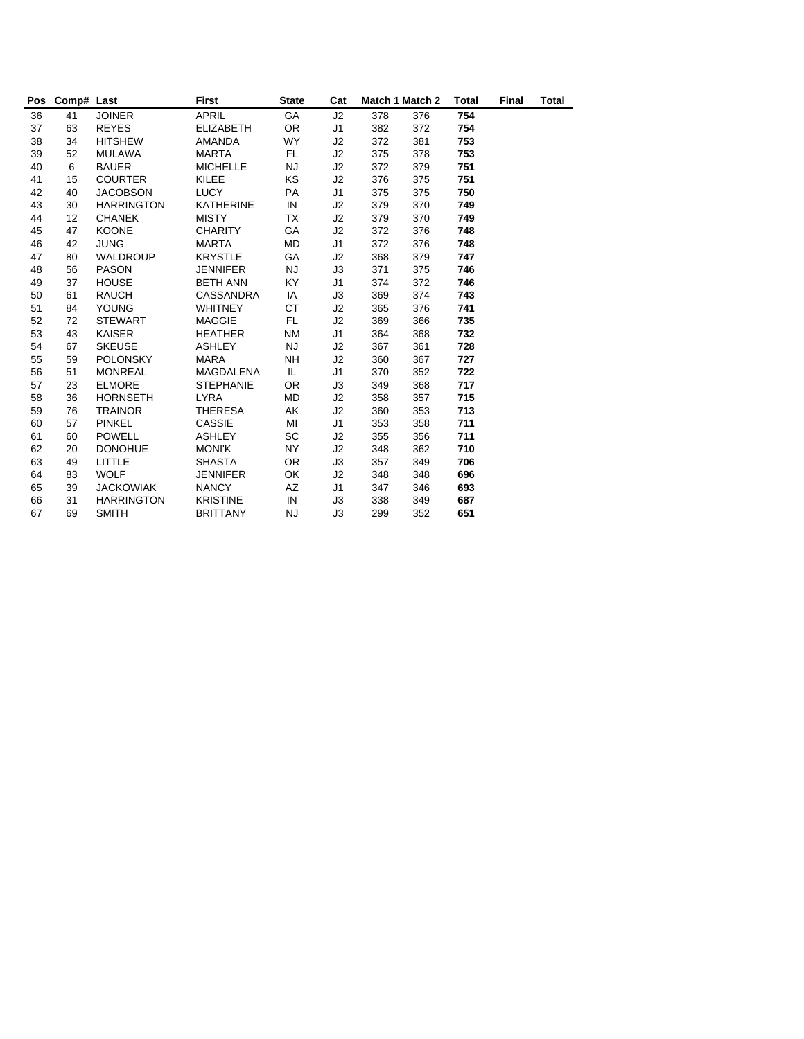| Pos | Comp# | Last | First | State | Cat | Match 1 | Match 2 | Total | Final | Total |
|---|---|---|---|---|---|---|---|---|---|---|
| 36 | 41 | JOINER | APRIL | GA | J2 | 378 | 376 | **754** | | |
| 37 | 63 | REYES | ELIZABETH | OR | J1 | 382 | 372 | **754** | | |
| 38 | 34 | HITSHEW | AMANDA | WY | J2 | 372 | 381 | **753** | | |
| 39 | 52 | MULAWA | MARTA | FL | J2 | 375 | 378 | **753** | | |
| 40 | 6 | BAUER | MICHELLE | NJ | J2 | 372 | 379 | **751** | | |
| 41 | 15 | COURTER | KILEE | KS | J2 | 376 | 375 | **751** | | |
| 42 | 40 | JACOBSON | LUCY | PA | J1 | 375 | 375 | **750** | | |
| 43 | 30 | HARRINGTON | KATHERINE | IN | J2 | 379 | 370 | **749** | | |
| 44 | 12 | CHANEK | MISTY | TX | J2 | 379 | 370 | **749** | | |
| 45 | 47 | KOONE | CHARITY | GA | J2 | 372 | 376 | **748** | | |
| 46 | 42 | JUNG | MARTA | MD | J1 | 372 | 376 | **748** | | |
| 47 | 80 | WALDROUP | KRYSTLE | GA | J2 | 368 | 379 | **747** | | |
| 48 | 56 | PASON | JENNIFER | NJ | J3 | 371 | 375 | **746** | | |
| 49 | 37 | HOUSE | BETH ANN | KY | J1 | 374 | 372 | **746** | | |
| 50 | 61 | RAUCH | CASSANDRA | IA | J3 | 369 | 374 | **743** | | |
| 51 | 84 | YOUNG | WHITNEY | CT | J2 | 365 | 376 | **741** | | |
| 52 | 72 | STEWART | MAGGIE | FL | J2 | 369 | 366 | **735** | | |
| 53 | 43 | KAISER | HEATHER | NM | J1 | 364 | 368 | **732** | | |
| 54 | 67 | SKEUSE | ASHLEY | NJ | J2 | 367 | 361 | **728** | | |
| 55 | 59 | POLONSKY | MARA | NH | J2 | 360 | 367 | **727** | | |
| 56 | 51 | MONREAL | MAGDALENA | IL | J1 | 370 | 352 | **722** | | |
| 57 | 23 | ELMORE | STEPHANIE | OR | J3 | 349 | 368 | **717** | | |
| 58 | 36 | HORNSETH | LYRA | MD | J2 | 358 | 357 | **715** | | |
| 59 | 76 | TRAINOR | THERESA | AK | J2 | 360 | 353 | **713** | | |
| 60 | 57 | PINKEL | CASSIE | MI | J1 | 353 | 358 | **711** | | |
| 61 | 60 | POWELL | ASHLEY | SC | J2 | 355 | 356 | **711** | | |
| 62 | 20 | DONOHUE | MONI'K | NY | J2 | 348 | 362 | **710** | | |
| 63 | 49 | LITTLE | SHASTA | OR | J3 | 357 | 349 | **706** | | |
| 64 | 83 | WOLF | JENNIFER | OK | J2 | 348 | 348 | **696** | | |
| 65 | 39 | JACKOWIAK | NANCY | AZ | J1 | 347 | 346 | **693** | | |
| 66 | 31 | HARRINGTON | KRISTINE | IN | J3 | 338 | 349 | **687** | | |
| 67 | 69 | SMITH | BRITTANY | NJ | J3 | 299 | 352 | **651** | | |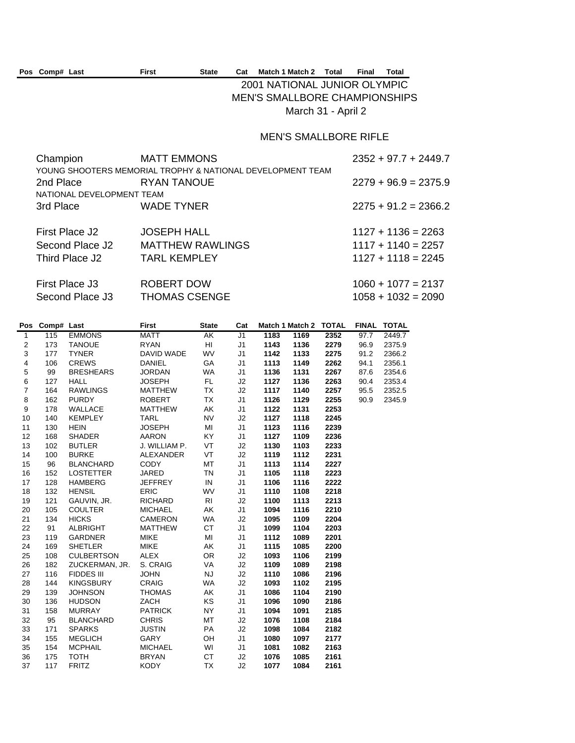| Pos | Comp# | Last | First | State | Cat | Match 1 | Match 2 | Total | Final | Total |
|---|---|---|---|---|---|---|---|---|---|---|

# 2001 NATIONAL JUNIOR OLYMPIC MEN'S SMALLBORE CHAMPIONSHIPS

March 31 - April 2

## MEN'S SMALLBORE RIFLE

| | | |
|---|---|---|
| Champion | MATT EMMONS | 2352 + 97.7 + 2449.7 |
| YOUNG SHOOTERS MEMORIAL TROPHY & NATIONAL DEVELOPMENT TEAM | | |
| 2nd Place | RYAN TANOUE | 2279 + 96.9 = 2375.9 |
| NATIONAL DEVELOPMENT TEAM | | |
| 3rd Place | WADE TYNER | 2275 + 91.2 = 2366.2 |
| First Place J2 | JOSEPH HALL | 1127 + 1136 = 2263 |
| Second Place J2 | MATTHEW RAWLINGS | 1117 + 1140 = 2257 |
| Third Place J2 | TARL KEMPLEY | 1127 + 1118 = 2245 |
| First Place J3 | ROBERT DOW | 1060 + 1077 = 2137 |
| Second Place J3 | THOMAS CSENGE | 1058 + 1032 = 2090 |

| Pos | Comp# | Last | First | State | Cat | Match 1 | Match 2 | TOTAL | FINAL | TOTAL |
|---|---|---|---|---|---|---|---|---|---|---|
| 1 | 115 | EMMONS | MATT | AK | J1 | 1183 | 1169 | 2352 | 97.7 | 2449.7 |
| 2 | 173 | TANOUE | RYAN | HI | J1 | 1143 | 1136 | 2279 | 96.9 | 2375.9 |
| 3 | 177 | TYNER | DAVID WADE | WV | J1 | 1142 | 1133 | 2275 | 91.2 | 2366.2 |
| 4 | 106 | CREWS | DANIEL | GA | J1 | 1113 | 1149 | 2262 | 94.1 | 2356.1 |
| 5 | 99 | BRESHEARS | JORDAN | WA | J1 | 1136 | 1131 | 2267 | 87.6 | 2354.6 |
| 6 | 127 | HALL | JOSEPH | FL | J2 | 1127 | 1136 | 2263 | 90.4 | 2353.4 |
| 7 | 164 | RAWLINGS | MATTHEW | TX | J2 | 1117 | 1140 | 2257 | 95.5 | 2352.5 |
| 8 | 162 | PURDY | ROBERT | TX | J1 | 1126 | 1129 | 2255 | 90.9 | 2345.9 |
| 9 | 178 | WALLACE | MATTHEW | AK | J1 | 1122 | 1131 | 2253 | | |
| 10 | 140 | KEMPLEY | TARL | NV | J2 | 1127 | 1118 | 2245 | | |
| 11 | 130 | HEIN | JOSEPH | MI | J1 | 1123 | 1116 | 2239 | | |
| 12 | 168 | SHADER | AARON | KY | J1 | 1127 | 1109 | 2236 | | |
| 13 | 102 | BUTLER | J. WILLIAM P. | VT | J2 | 1130 | 1103 | 2233 | | |
| 14 | 100 | BURKE | ALEXANDER | VT | J2 | 1119 | 1112 | 2231 | | |
| 15 | 96 | BLANCHARD | CODY | MT | J1 | 1113 | 1114 | 2227 | | |
| 16 | 152 | LOSTETTER | JARED | TN | J1 | 1105 | 1118 | 2223 | | |
| 17 | 128 | HAMBERG | JEFFREY | IN | J1 | 1106 | 1116 | 2222 | | |
| 18 | 132 | HENSIL | ERIC | WV | J1 | 1110 | 1108 | 2218 | | |
| 19 | 121 | GAUVIN, JR. | RICHARD | RI | J2 | 1100 | 1113 | 2213 | | |
| 20 | 105 | COULTER | MICHAEL | AK | J1 | 1094 | 1116 | 2210 | | |
| 21 | 134 | HICKS | CAMERON | WA | J2 | 1095 | 1109 | 2204 | | |
| 22 | 91 | ALBRIGHT | MATTHEW | CT | J1 | 1099 | 1104 | 2203 | | |
| 23 | 119 | GARDNER | MIKE | MI | J1 | 1112 | 1089 | 2201 | | |
| 24 | 169 | SHETLER | MIKE | AK | J1 | 1115 | 1085 | 2200 | | |
| 25 | 108 | CULBERTSON | ALEX | OR | J2 | 1093 | 1106 | 2199 | | |
| 26 | 182 | ZUCKERMAN, JR. | S. CRAIG | VA | J2 | 1109 | 1089 | 2198 | | |
| 27 | 116 | FIDDES III | JOHN | NJ | J2 | 1110 | 1086 | 2196 | | |
| 28 | 144 | KINGSBURY | CRAIG | WA | J2 | 1093 | 1102 | 2195 | | |
| 29 | 139 | JOHNSON | THOMAS | AK | J1 | 1086 | 1104 | 2190 | | |
| 30 | 136 | HUDSON | ZACH | KS | J1 | 1096 | 1090 | 2186 | | |
| 31 | 158 | MURRAY | PATRICK | NY | J1 | 1094 | 1091 | 2185 | | |
| 32 | 95 | BLANCHARD | CHRIS | MT | J2 | 1076 | 1108 | 2184 | | |
| 33 | 171 | SPARKS | JUSTIN | PA | J2 | 1098 | 1084 | 2182 | | |
| 34 | 155 | MEGLICH | GARY | OH | J1 | 1080 | 1097 | 2177 | | |
| 35 | 154 | MCPHAIL | MICHAEL | WI | J1 | 1081 | 1082 | 2163 | | |
| 36 | 175 | TOTH | BRYAN | CT | J2 | 1076 | 1085 | 2161 | | |
| 37 | 117 | FRITZ | KODY | TX | J2 | 1077 | 1084 | 2161 | | |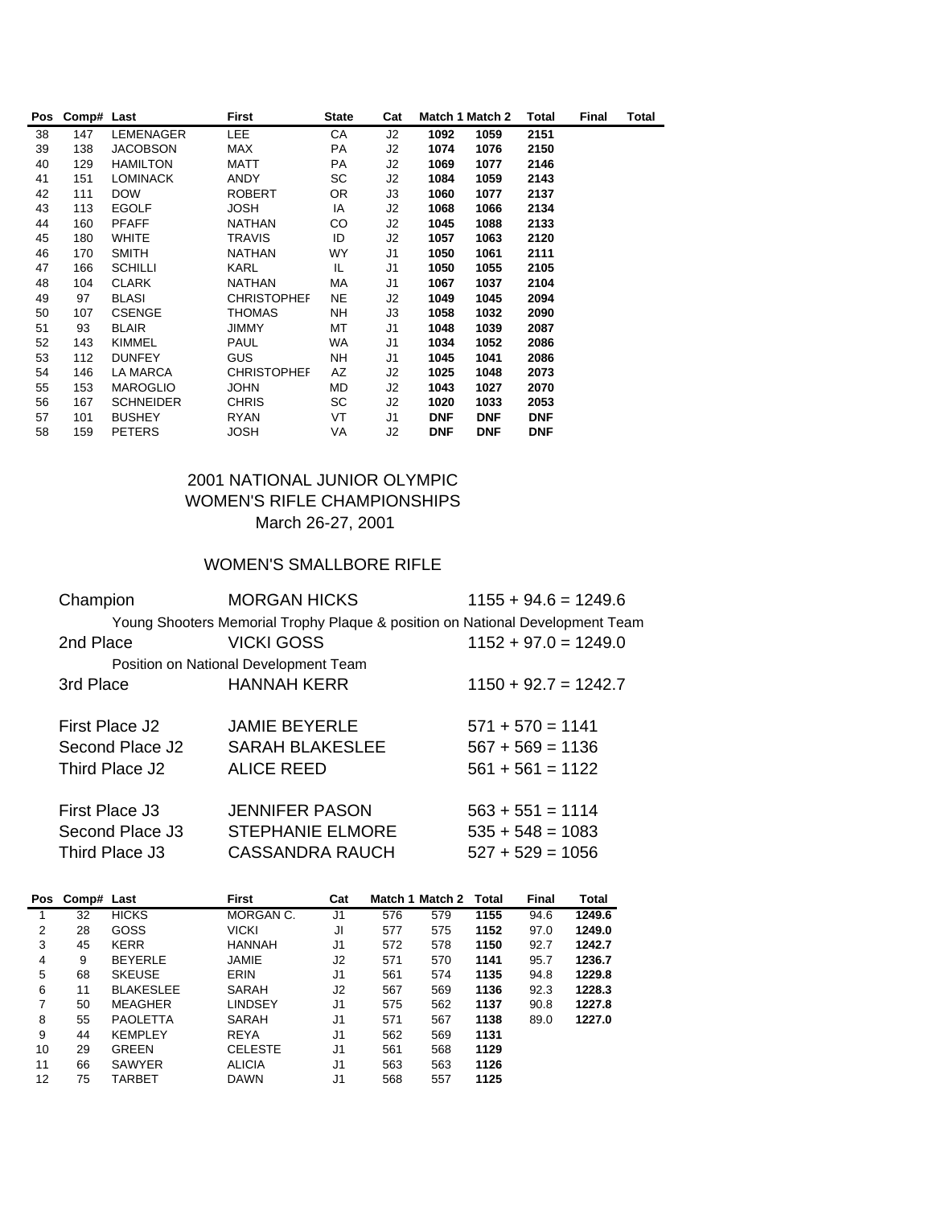| Pos | Comp# | Last | First | State | Cat | Match 1 | Match 2 | Total | Final | Total |
|---|---|---|---|---|---|---|---|---|---|---|
| 38 | 147 | LEMENAGER | LEE | CA | J2 | **1092** | **1059** | **2151** | | |
| 39 | 138 | JACOBSON | MAX | PA | J2 | **1074** | **1076** | **2150** | | |
| 40 | 129 | HAMILTON | MATT | PA | J2 | **1069** | **1077** | **2146** | | |
| 41 | 151 | LOMINACK | ANDY | SC | J2 | **1084** | **1059** | **2143** | | |
| 42 | 111 | DOW | ROBERT | OR | J3 | **1060** | **1077** | **2137** | | |
| 43 | 113 | EGOLF | JOSH | IA | J2 | **1068** | **1066** | **2134** | | |
| 44 | 160 | PFAFF | NATHAN | CO | J2 | **1045** | **1088** | **2133** | | |
| 45 | 180 | WHITE | TRAVIS | ID | J2 | **1057** | **1063** | **2120** | | |
| 46 | 170 | SMITH | NATHAN | WY | J1 | **1050** | **1061** | **2111** | | |
| 47 | 166 | SCHILLI | KARL | IL | J1 | **1050** | **1055** | **2105** | | |
| 48 | 104 | CLARK | NATHAN | MA | J1 | **1067** | **1037** | **2104** | | |
| 49 | 97 | BLASI | CHRISTOPHEF | NE | J2 | **1049** | **1045** | **2094** | | |
| 50 | 107 | CSENGE | THOMAS | NH | J3 | **1058** | **1032** | **2090** | | |
| 51 | 93 | BLAIR | JIMMY | MT | J1 | **1048** | **1039** | **2087** | | |
| 52 | 143 | KIMMEL | PAUL | WA | J1 | **1034** | **1052** | **2086** | | |
| 53 | 112 | DUNFEY | GUS | NH | J1 | **1045** | **1041** | **2086** | | |
| 54 | 146 | LA MARCA | CHRISTOPHEF | AZ | J2 | **1025** | **1048** | **2073** | | |
| 55 | 153 | MAROGLIO | JOHN | MD | J2 | **1043** | **1027** | **2070** | | |
| 56 | 167 | SCHNEIDER | CHRIS | SC | J2 | **1020** | **1033** | **2053** | | |
| 57 | 101 | BUSHEY | RYAN | VT | J1 | **DNF** | **DNF** | **DNF** | | |
| 58 | 159 | PETERS | JOSH | VA | J2 | **DNF** | **DNF** | **DNF** | | |

## 2001 NATIONAL JUNIOR OLYMPIC WOMEN'S RIFLE CHAMPIONSHIPS

March 26-27, 2001

### WOMEN'S SMALLBORE RIFLE

Champion — MORGAN HICKS — 1155 + 94.6 = 1249.6

Young Shooters Memorial Trophy Plaque & position on National Development Team

2nd Place — VICKI GOSS — 1152 + 97.0 = 1249.0

Position on National Development Team

3rd Place — HANNAH KERR — 1150 + 92.7 = 1242.7

First Place J2 — JAMIE BEYERLE — 571 + 570 = 1141

Second Place J2 — SARAH BLAKESLEE — 567 + 569 = 1136

Third Place J2 — ALICE REED — 561 + 561 = 1122

First Place J3 — JENNIFER PASON — 563 + 551 = 1114

Second Place J3 — STEPHANIE ELMORE — 535 + 548 = 1083

Third Place J3 — CASSANDRA RAUCH — 527 + 529 = 1056

| Pos | Comp# | Last | First | Cat | Match 1 | Match 2 | Total | Final | Total |
|---|---|---|---|---|---|---|---|---|---|
| 1 | 32 | HICKS | MORGAN C. | J1 | 576 | 579 | **1155** | 94.6 | **1249.6** |
| 2 | 28 | GOSS | VICKI | JI | 577 | 575 | **1152** | 97.0 | **1249.0** |
| 3 | 45 | KERR | HANNAH | J1 | 572 | 578 | **1150** | 92.7 | **1242.7** |
| 4 | 9 | BEYERLE | JAMIE | J2 | 571 | 570 | **1141** | 95.7 | **1236.7** |
| 5 | 68 | SKEUSE | ERIN | J1 | 561 | 574 | **1135** | 94.8 | **1229.8** |
| 6 | 11 | BLAKESLEE | SARAH | J2 | 567 | 569 | **1136** | 92.3 | **1228.3** |
| 7 | 50 | MEAGHER | LINDSEY | J1 | 575 | 562 | **1137** | 90.8 | **1227.8** |
| 8 | 55 | PAOLETTA | SARAH | J1 | 571 | 567 | **1138** | 89.0 | **1227.0** |
| 9 | 44 | KEMPLEY | REYA | J1 | 562 | 569 | **1131** | | |
| 10 | 29 | GREEN | CELESTE | J1 | 561 | 568 | **1129** | | |
| 11 | 66 | SAWYER | ALICIA | J1 | 563 | 563 | **1126** | | |
| 12 | 75 | TARBET | DAWN | J1 | 568 | 557 | **1125** | | |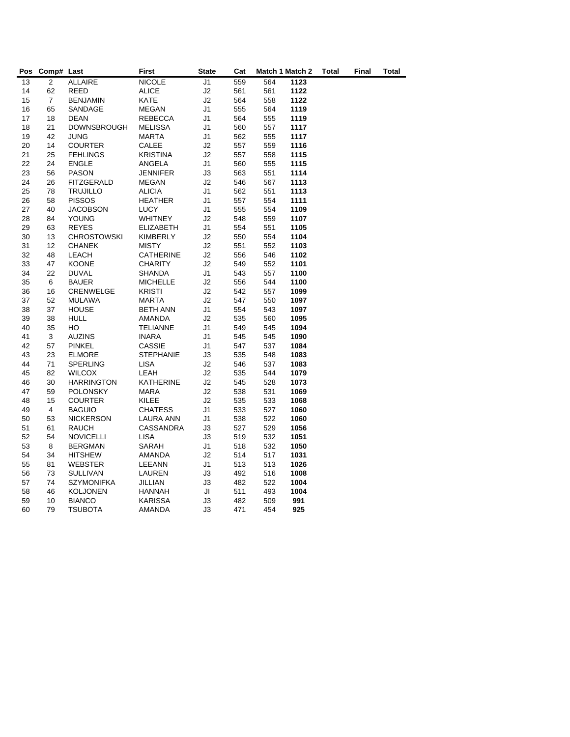| Pos | Comp# | Last | First | State | Cat | Match 1 | Match 2 | Total | Final | Total |
|---|---|---|---|---|---|---|---|---|---|---|
| 13 | 2 | ALLAIRE | NICOLE | J1 | 559 | 564 | **1123** | | | |
| 14 | 62 | REED | ALICE | J2 | 561 | 561 | **1122** | | | |
| 15 | 7 | BENJAMIN | KATE | J2 | 564 | 558 | **1122** | | | |
| 16 | 65 | SANDAGE | MEGAN | J1 | 555 | 564 | **1119** | | | |
| 17 | 18 | DEAN | REBECCA | J1 | 564 | 555 | **1119** | | | |
| 18 | 21 | DOWNSBROUGH | MELISSA | J1 | 560 | 557 | **1117** | | | |
| 19 | 42 | JUNG | MARTA | J1 | 562 | 555 | **1117** | | | |
| 20 | 14 | COURTER | CALEE | J2 | 557 | 559 | **1116** | | | |
| 21 | 25 | FEHLINGS | KRISTINA | J2 | 557 | 558 | **1115** | | | |
| 22 | 24 | ENGLE | ANGELA | J1 | 560 | 555 | **1115** | | | |
| 23 | 56 | PASON | JENNIFER | J3 | 563 | 551 | **1114** | | | |
| 24 | 26 | FITZGERALD | MEGAN | J2 | 546 | 567 | **1113** | | | |
| 25 | 78 | TRUJILLO | ALICIA | J1 | 562 | 551 | **1113** | | | |
| 26 | 58 | PISSOS | HEATHER | J1 | 557 | 554 | **1111** | | | |
| 27 | 40 | JACOBSON | LUCY | J1 | 555 | 554 | **1109** | | | |
| 28 | 84 | YOUNG | WHITNEY | J2 | 548 | 559 | **1107** | | | |
| 29 | 63 | REYES | ELIZABETH | J1 | 554 | 551 | **1105** | | | |
| 30 | 13 | CHROSTOWSKI | KIMBERLY | J2 | 550 | 554 | **1104** | | | |
| 31 | 12 | CHANEK | MISTY | J2 | 551 | 552 | **1103** | | | |
| 32 | 48 | LEACH | CATHERINE | J2 | 556 | 546 | **1102** | | | |
| 33 | 47 | KOONE | CHARITY | J2 | 549 | 552 | **1101** | | | |
| 34 | 22 | DUVAL | SHANDA | J1 | 543 | 557 | **1100** | | | |
| 35 | 6 | BAUER | MICHELLE | J2 | 556 | 544 | **1100** | | | |
| 36 | 16 | CRENWELGE | KRISTI | J2 | 542 | 557 | **1099** | | | |
| 37 | 52 | MULAWA | MARTA | J2 | 547 | 550 | **1097** | | | |
| 38 | 37 | HOUSE | BETH ANN | J1 | 554 | 543 | **1097** | | | |
| 39 | 38 | HULL | AMANDA | J2 | 535 | 560 | **1095** | | | |
| 40 | 35 | HO | TELIANNE | J1 | 549 | 545 | **1094** | | | |
| 41 | 3 | AUZINS | INARA | J1 | 545 | 545 | **1090** | | | |
| 42 | 57 | PINKEL | CASSIE | J1 | 547 | 537 | **1084** | | | |
| 43 | 23 | ELMORE | STEPHANIE | J3 | 535 | 548 | **1083** | | | |
| 44 | 71 | SPERLING | LISA | J2 | 546 | 537 | **1083** | | | |
| 45 | 82 | WILCOX | LEAH | J2 | 535 | 544 | **1079** | | | |
| 46 | 30 | HARRINGTON | KATHERINE | J2 | 545 | 528 | **1073** | | | |
| 47 | 59 | POLONSKY | MARA | J2 | 538 | 531 | **1069** | | | |
| 48 | 15 | COURTER | KILEE | J2 | 535 | 533 | **1068** | | | |
| 49 | 4 | BAGUIO | CHATESS | J1 | 533 | 527 | **1060** | | | |
| 50 | 53 | NICKERSON | LAURA ANN | J1 | 538 | 522 | **1060** | | | |
| 51 | 61 | RAUCH | CASSANDRA | J3 | 527 | 529 | **1056** | | | |
| 52 | 54 | NOVICELLI | LISA | J3 | 519 | 532 | **1051** | | | |
| 53 | 8 | BERGMAN | SARAH | J1 | 518 | 532 | **1050** | | | |
| 54 | 34 | HITSHEW | AMANDA | J2 | 514 | 517 | **1031** | | | |
| 55 | 81 | WEBSTER | LEEANN | J1 | 513 | 513 | **1026** | | | |
| 56 | 73 | SULLIVAN | LAUREN | J3 | 492 | 516 | **1008** | | | |
| 57 | 74 | SZYMONIFKA | JILLIAN | J3 | 482 | 522 | **1004** | | | |
| 58 | 46 | KOLJONEN | HANNAH | JI | 511 | 493 | **1004** | | | |
| 59 | 10 | BIANCO | KARISSA | J3 | 482 | 509 | **991** | | | |
| 60 | 79 | TSUBOTA | AMANDA | J3 | 471 | 454 | **925** | | | |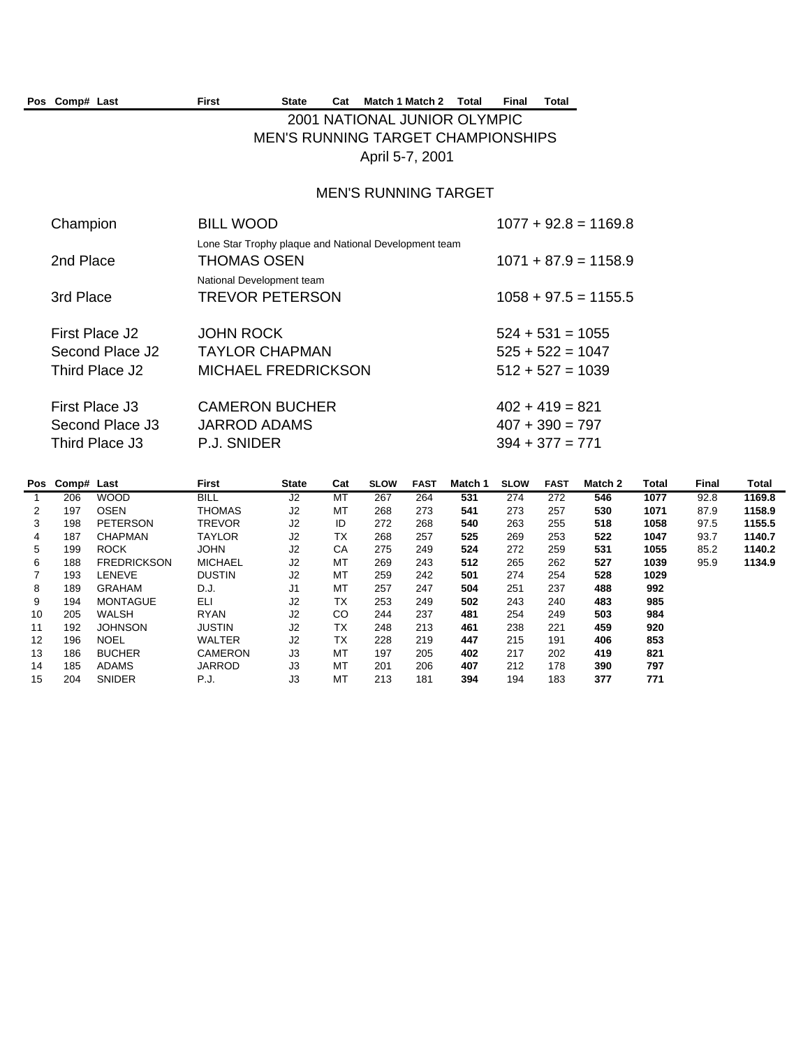| Pos | Comp# | Last | First | State | Cat | Match 1 | Match 2 | Total | Final | Total |
|---|---|---|---|---|---|---|---|---|---|---|

## 2001 NATIONAL JUNIOR OLYMPIC
## MEN'S RUNNING TARGET CHAMPIONSHIPS
April 5-7, 2001

### MEN'S RUNNING TARGET

| | | |
|---|---|---|
| Champion | BILL WOOD | 1077 + 92.8 = 1169.8 |
| | Lone Star Trophy plaque and National Development team | |
| 2nd Place | THOMAS OSEN | 1071 + 87.9 = 1158.9 |
| | National Development team | |
| 3rd Place | TREVOR PETERSON | 1058 + 97.5 = 1155.5 |
| | | |
| First Place J2 | JOHN ROCK | 524 + 531 = 1055 |
| Second Place J2 | TAYLOR CHAPMAN | 525 + 522 = 1047 |
| Third Place J2 | MICHAEL FREDRICKSON | 512 + 527 = 1039 |
| | | |
| First Place J3 | CAMERON BUCHER | 402 + 419 = 821 |
| Second Place J3 | JARROD ADAMS | 407 + 390 = 797 |
| Third Place J3 | P.J. SNIDER | 394 + 377 = 771 |

| Pos | Comp# | Last | First | State | Cat | SLOW | FAST | Match 1 | SLOW | FAST | Match 2 | Total | Final | Total |
|---|---|---|---|---|---|---|---|---|---|---|---|---|---|---|
| 1 | 206 | WOOD | BILL | J2 | MT | 267 | 264 | **531** | 274 | 272 | **546** | **1077** | 92.8 | **1169.8** |
| 2 | 197 | OSEN | THOMAS | J2 | MT | 268 | 273 | **541** | 273 | 257 | **530** | **1071** | 87.9 | **1158.9** |
| 3 | 198 | PETERSON | TREVOR | J2 | ID | 272 | 268 | **540** | 263 | 255 | **518** | **1058** | 97.5 | **1155.5** |
| 4 | 187 | CHAPMAN | TAYLOR | J2 | TX | 268 | 257 | **525** | 269 | 253 | **522** | **1047** | 93.7 | **1140.7** |
| 5 | 199 | ROCK | JOHN | J2 | CA | 275 | 249 | **524** | 272 | 259 | **531** | **1055** | 85.2 | **1140.2** |
| 6 | 188 | FREDRICKSON | MICHAEL | J2 | MT | 269 | 243 | **512** | 265 | 262 | **527** | **1039** | 95.9 | **1134.9** |
| 7 | 193 | LENEVE | DUSTIN | J2 | MT | 259 | 242 | **501** | 274 | 254 | **528** | **1029** | | |
| 8 | 189 | GRAHAM | D.J. | J1 | MT | 257 | 247 | **504** | 251 | 237 | **488** | **992** | | |
| 9 | 194 | MONTAGUE | ELI | J2 | TX | 253 | 249 | **502** | 243 | 240 | **483** | **985** | | |
| 10 | 205 | WALSH | RYAN | J2 | CO | 244 | 237 | **481** | 254 | 249 | **503** | **984** | | |
| 11 | 192 | JOHNSON | JUSTIN | J2 | TX | 248 | 213 | **461** | 238 | 221 | **459** | **920** | | |
| 12 | 196 | NOEL | WALTER | J2 | TX | 228 | 219 | **447** | 215 | 191 | **406** | **853** | | |
| 13 | 186 | BUCHER | CAMERON | J3 | MT | 197 | 205 | **402** | 217 | 202 | **419** | **821** | | |
| 14 | 185 | ADAMS | JARROD | J3 | MT | 201 | 206 | **407** | 212 | 178 | **390** | **797** | | |
| 15 | 204 | SNIDER | P.J. | J3 | MT | 213 | 181 | **394** | 194 | 183 | **377** | **771** | | |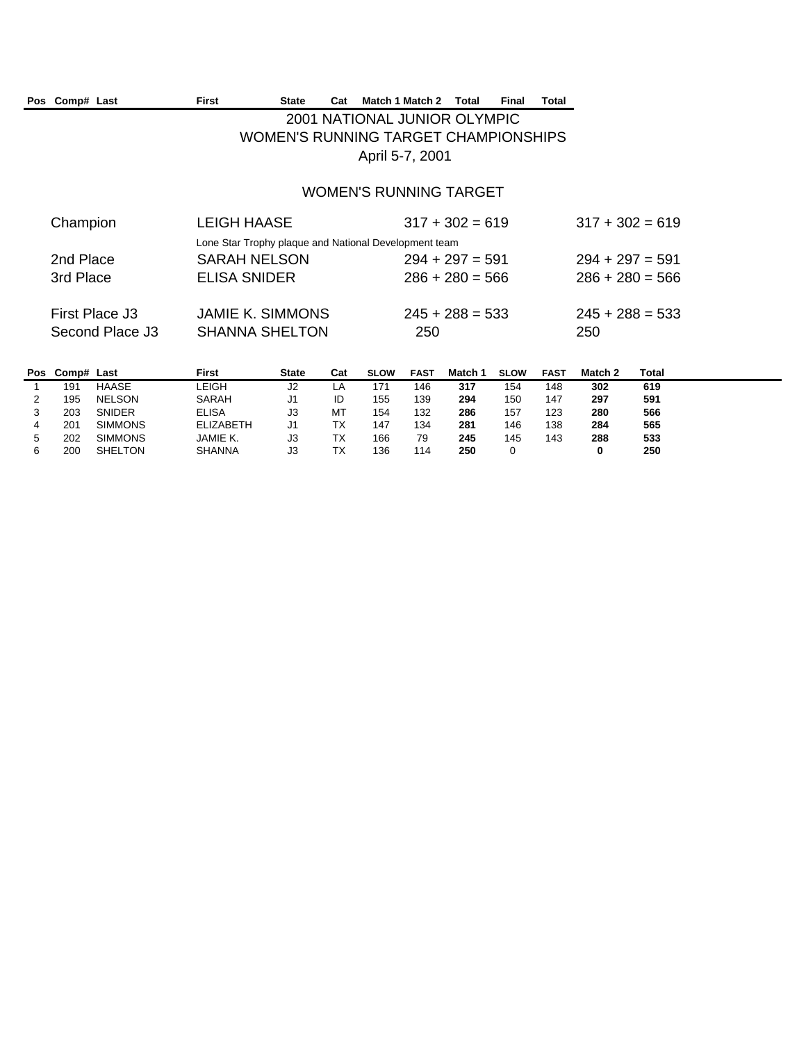| Pos | Comp# | Last | First | State | Cat | Match 1 | Match 2 | Total | Final | Total |
|---|---|---|---|---|---|---|---|---|---|---|

# 2001 NATIONAL JUNIOR OLYMPIC
# WOMEN'S RUNNING TARGET CHAMPIONSHIPS
April 5-7, 2001

## WOMEN'S RUNNING TARGET

| | | | |
|---|---|---|---|
| Champion | LEIGH HAASE | 317 + 302 = 619 | 317 + 302 = 619 |
| | Lone Star Trophy plaque and National Development team | | |
| 2nd Place | SARAH NELSON | 294 + 297 = 591 | 294 + 297 = 591 |
| 3rd Place | ELISA SNIDER | 286 + 280 = 566 | 286 + 280 = 566 |
| First Place J3 | JAMIE K. SIMMONS | 245 + 288 = 533 | 245 + 288 = 533 |
| Second Place J3 | SHANNA SHELTON | 250 | 250 |

| Pos | Comp# | Last | First | State | Cat | SLOW | FAST | Match 1 | SLOW | FAST | Match 2 | Total |
|---|---|---|---|---|---|---|---|---|---|---|---|---|
| 1 | 191 | HAASE | LEIGH | J2 | LA | 171 | 146 | **317** | 154 | 148 | **302** | **619** |
| 2 | 195 | NELSON | SARAH | J1 | ID | 155 | 139 | **294** | 150 | 147 | **297** | **591** |
| 3 | 203 | SNIDER | ELISA | J3 | MT | 154 | 132 | **286** | 157 | 123 | **280** | **566** |
| 4 | 201 | SIMMONS | ELIZABETH | J1 | TX | 147 | 134 | **281** | 146 | 138 | **284** | **565** |
| 5 | 202 | SIMMONS | JAMIE K. | J3 | TX | 166 | 79 | **245** | 145 | 143 | **288** | **533** |
| 6 | 200 | SHELTON | SHANNA | J3 | TX | 136 | 114 | **250** | 0 | | **0** | **250** |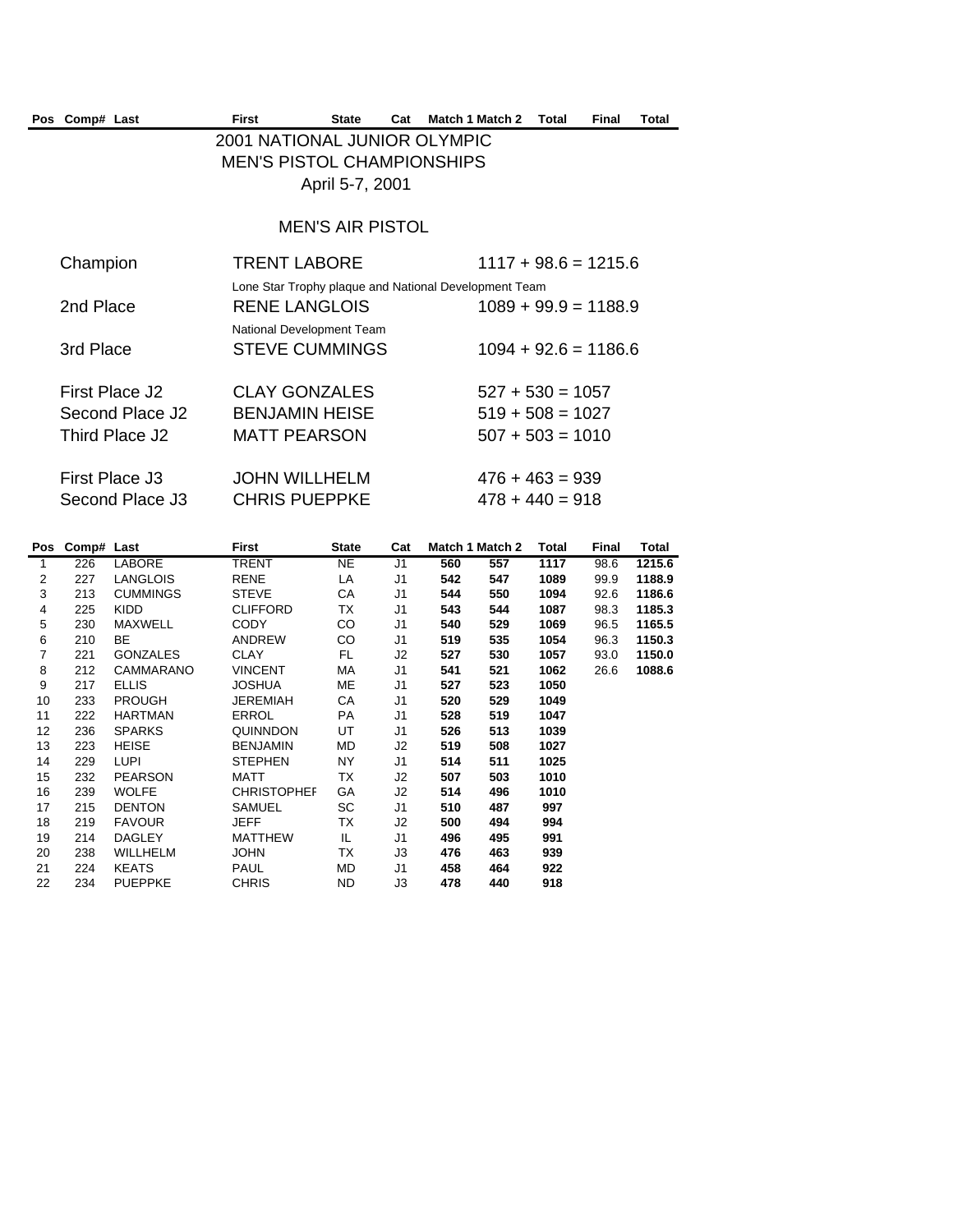| Pos | Comp# | Last | First | State | Cat | Match 1 | Match 2 | Total | Final | Total |
|---|---|---|---|---|---|---|---|---|---|---|

# 2001 NATIONAL JUNIOR OLYMPIC MEN'S PISTOL CHAMPIONSHIPS

April 5-7, 2001

## MEN'S AIR PISTOL

| | | |
|---|---|---|
| Champion | TRENT LABORE | 1117 + 98.6 = 1215.6 |
| | Lone Star Trophy plaque and National Development Team | |
| 2nd Place | RENE LANGLOIS | 1089 + 99.9 = 1188.9 |
| | National Development Team | |
| 3rd Place | STEVE CUMMINGS | 1094 + 92.6 = 1186.6 |
| First Place J2 | CLAY GONZALES | 527 + 530 = 1057 |
| Second Place J2 | BENJAMIN HEISE | 519 + 508 = 1027 |
| Third Place J2 | MATT PEARSON | 507 + 503 = 1010 |
| First Place J3 | JOHN WILLHELM | 476 + 463 = 939 |
| Second Place J3 | CHRIS PUEPPKE | 478 + 440 = 918 |

| Pos | Comp# | Last | First | State | Cat | Match 1 | Match 2 | Total | Final | Total |
|---|---|---|---|---|---|---|---|---|---|---|
| 1 | 226 | LABORE | TRENT | NE | J1 | **560** | **557** | **1117** | 98.6 | **1215.6** |
| 2 | 227 | LANGLOIS | RENE | LA | J1 | **542** | **547** | **1089** | 99.9 | **1188.9** |
| 3 | 213 | CUMMINGS | STEVE | CA | J1 | **544** | **550** | **1094** | 92.6 | **1186.6** |
| 4 | 225 | KIDD | CLIFFORD | TX | J1 | **543** | **544** | **1087** | 98.3 | **1185.3** |
| 5 | 230 | MAXWELL | CODY | CO | J1 | **540** | **529** | **1069** | 96.5 | **1165.5** |
| 6 | 210 | BE | ANDREW | CO | J1 | **519** | **535** | **1054** | 96.3 | **1150.3** |
| 7 | 221 | GONZALES | CLAY | FL | J2 | **527** | **530** | **1057** | 93.0 | **1150.0** |
| 8 | 212 | CAMMARANO | VINCENT | MA | J1 | **541** | **521** | **1062** | 26.6 | **1088.6** |
| 9 | 217 | ELLIS | JOSHUA | ME | J1 | **527** | **523** | **1050** | | |
| 10 | 233 | PROUGH | JEREMIAH | CA | J1 | **520** | **529** | **1049** | | |
| 11 | 222 | HARTMAN | ERROL | PA | J1 | **528** | **519** | **1047** | | |
| 12 | 236 | SPARKS | QUINNDON | UT | J1 | **526** | **513** | **1039** | | |
| 13 | 223 | HEISE | BENJAMIN | MD | J2 | **519** | **508** | **1027** | | |
| 14 | 229 | LUPI | STEPHEN | NY | J1 | **514** | **511** | **1025** | | |
| 15 | 232 | PEARSON | MATT | TX | J2 | **507** | **503** | **1010** | | |
| 16 | 239 | WOLFE | CHRISTOPHEF | GA | J2 | **514** | **496** | **1010** | | |
| 17 | 215 | DENTON | SAMUEL | SC | J1 | **510** | **487** | **997** | | |
| 18 | 219 | FAVOUR | JEFF | TX | J2 | **500** | **494** | **994** | | |
| 19 | 214 | DAGLEY | MATTHEW | IL | J1 | **496** | **495** | **991** | | |
| 20 | 238 | WILLHELM | JOHN | TX | J3 | **476** | **463** | **939** | | |
| 21 | 224 | KEATS | PAUL | MD | J1 | **458** | **464** | **922** | | |
| 22 | 234 | PUEPPKE | CHRIS | ND | J3 | **478** | **440** | **918** | | |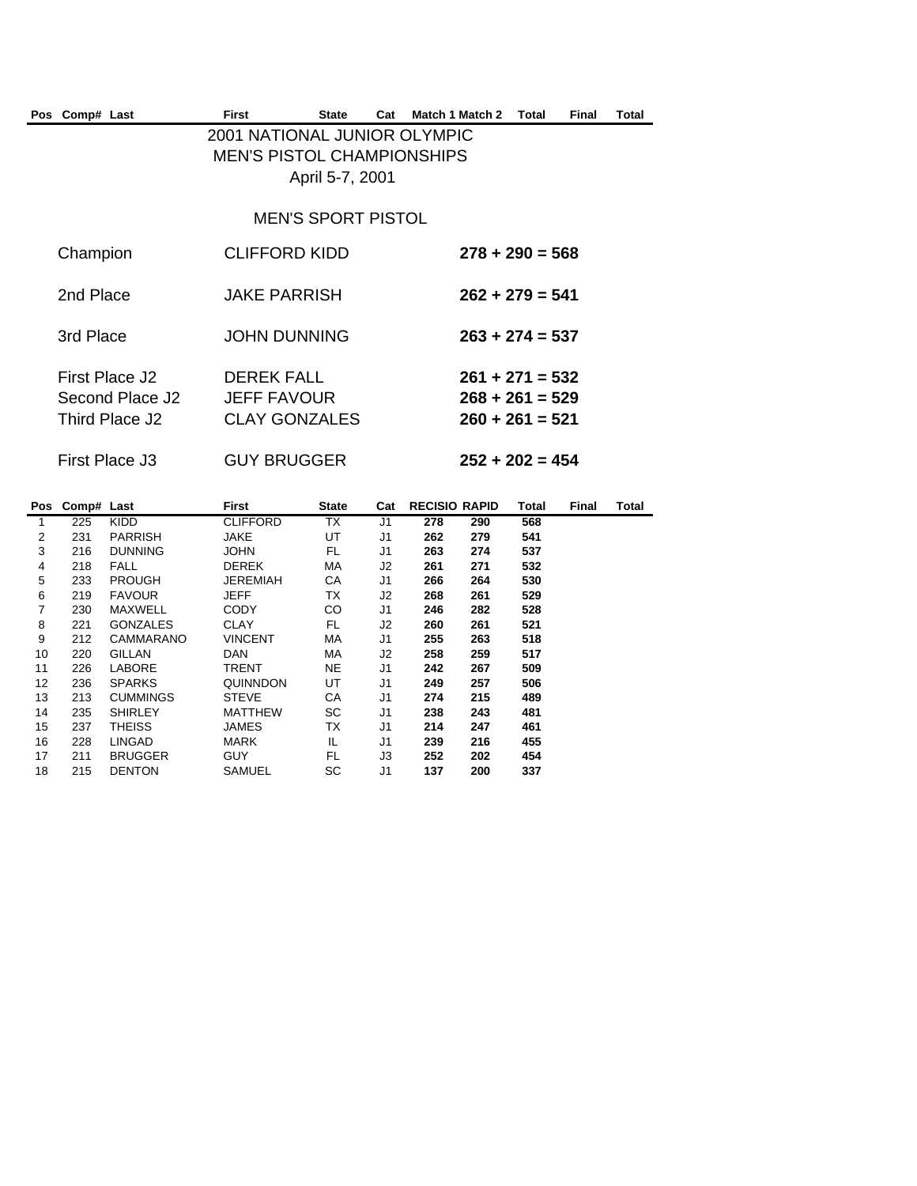| Pos | Comp# | Last | First | State | Cat | Match 1 | Match 2 | Total | Final | Total |
|---|---|---|---|---|---|---|---|---|---|---|

# 2001 NATIONAL JUNIOR OLYMPIC
# MEN'S PISTOL CHAMPIONSHIPS

April 5-7, 2001

## MEN'S SPORT PISTOL

| | | |
|---|---|---|
| Champion | CLIFFORD KIDD | **278 + 290 = 568** |
| 2nd Place | JAKE PARRISH | **262 + 279 = 541** |
| 3rd Place | JOHN DUNNING | **263 + 274 = 537** |
| First Place J2 | DEREK FALL | **261 + 271 = 532** |
| Second Place J2 | JEFF FAVOUR | **268 + 261 = 529** |
| Third Place J2 | CLAY GONZALES | **260 + 261 = 521** |
| First Place J3 | GUY BRUGGER | **252 + 202 = 454** |

| Pos | Comp# | Last | First | State | Cat | RECISIO | RAPID | Total | Final | Total |
|---|---|---|---|---|---|---|---|---|---|---|
| 1 | 225 | KIDD | CLIFFORD | TX | J1 | **278** | **290** | **568** | | |
| 2 | 231 | PARRISH | JAKE | UT | J1 | **262** | **279** | **541** | | |
| 3 | 216 | DUNNING | JOHN | FL | J1 | **263** | **274** | **537** | | |
| 4 | 218 | FALL | DEREK | MA | J2 | **261** | **271** | **532** | | |
| 5 | 233 | PROUGH | JEREMIAH | CA | J1 | **266** | **264** | **530** | | |
| 6 | 219 | FAVOUR | JEFF | TX | J2 | **268** | **261** | **529** | | |
| 7 | 230 | MAXWELL | CODY | CO | J1 | **246** | **282** | **528** | | |
| 8 | 221 | GONZALES | CLAY | FL | J2 | **260** | **261** | **521** | | |
| 9 | 212 | CAMMARANO | VINCENT | MA | J1 | **255** | **263** | **518** | | |
| 10 | 220 | GILLAN | DAN | MA | J2 | **258** | **259** | **517** | | |
| 11 | 226 | LABORE | TRENT | NE | J1 | **242** | **267** | **509** | | |
| 12 | 236 | SPARKS | QUINNDON | UT | J1 | **249** | **257** | **506** | | |
| 13 | 213 | CUMMINGS | STEVE | CA | J1 | **274** | **215** | **489** | | |
| 14 | 235 | SHIRLEY | MATTHEW | SC | J1 | **238** | **243** | **481** | | |
| 15 | 237 | THEISS | JAMES | TX | J1 | **214** | **247** | **461** | | |
| 16 | 228 | LINGAD | MARK | IL | J1 | **239** | **216** | **455** | | |
| 17 | 211 | BRUGGER | GUY | FL | J3 | **252** | **202** | **454** | | |
| 18 | 215 | DENTON | SAMUEL | SC | J1 | **137** | **200** | **337** | | |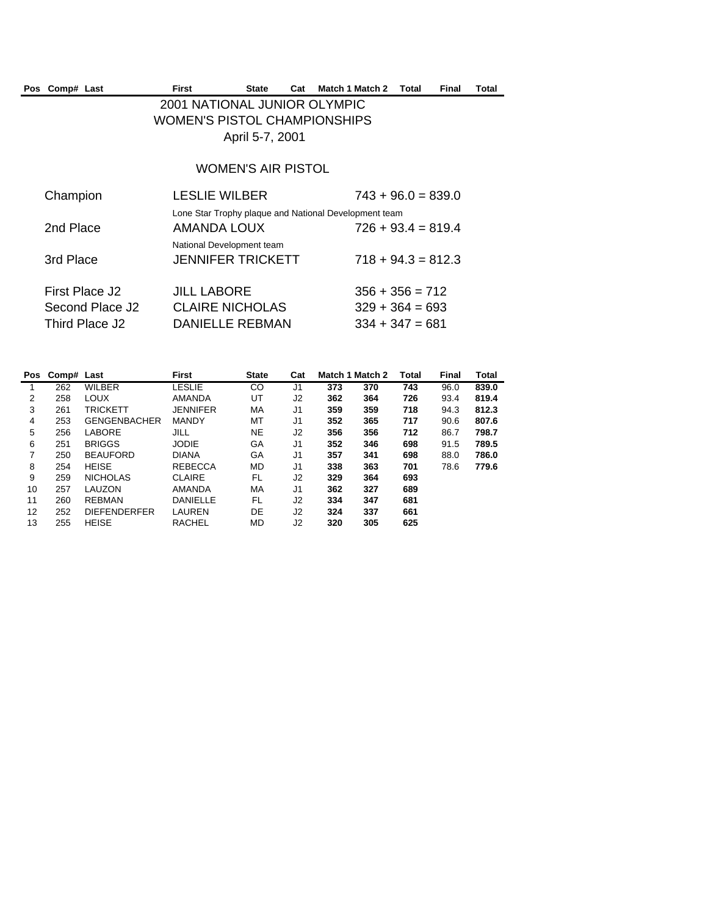# 2001 NATIONAL JUNIOR OLYMPIC WOMEN'S PISTOL CHAMPIONSHIPS

April 5-7, 2001

## WOMEN'S AIR PISTOL

| | | |
|---|---|---|
| Champion | LESLIE WILBER | 743 + 96.0 = 839.0 |
| | Lone Star Trophy plaque and National Development team | |
| 2nd Place | AMANDA LOUX | 726 + 93.4 = 819.4 |
| | National Development team | |
| 3rd Place | JENNIFER TRICKETT | 718 + 94.3 = 812.3 |
| First Place J2 | JILL LABORE | 356 + 356 = 712 |
| Second Place J2 | CLAIRE NICHOLAS | 329 + 364 = 693 |
| Third Place J2 | DANIELLE REBMAN | 334 + 347 = 681 |

| Pos | Comp# | Last | First | State | Cat | Match 1 | Match 2 | Total | Final | Total |
|---|---|---|---|---|---|---|---|---|---|---|
| 1 | 262 | WILBER | LESLIE | CO | J1 | **373** | **370** | **743** | 96.0 | **839.0** |
| 2 | 258 | LOUX | AMANDA | UT | J2 | **362** | **364** | **726** | 93.4 | **819.4** |
| 3 | 261 | TRICKETT | JENNIFER | MA | J1 | **359** | **359** | **718** | 94.3 | **812.3** |
| 4 | 253 | GENGENBACHER | MANDY | MT | J1 | **352** | **365** | **717** | 90.6 | **807.6** |
| 5 | 256 | LABORE | JILL | NE | J2 | **356** | **356** | **712** | 86.7 | **798.7** |
| 6 | 251 | BRIGGS | JODIE | GA | J1 | **352** | **346** | **698** | 91.5 | **789.5** |
| 7 | 250 | BEAUFORD | DIANA | GA | J1 | **357** | **341** | **698** | 88.0 | **786.0** |
| 8 | 254 | HEISE | REBECCA | MD | J1 | **338** | **363** | **701** | 78.6 | **779.6** |
| 9 | 259 | NICHOLAS | CLAIRE | FL | J2 | **329** | **364** | **693** | | |
| 10 | 257 | LAUZON | AMANDA | MA | J1 | **362** | **327** | **689** | | |
| 11 | 260 | REBMAN | DANIELLE | FL | J2 | **334** | **347** | **681** | | |
| 12 | 252 | DIEFENDERFER | LAUREN | DE | J2 | **324** | **337** | **661** | | |
| 13 | 255 | HEISE | RACHEL | MD | J2 | **320** | **305** | **625** | | |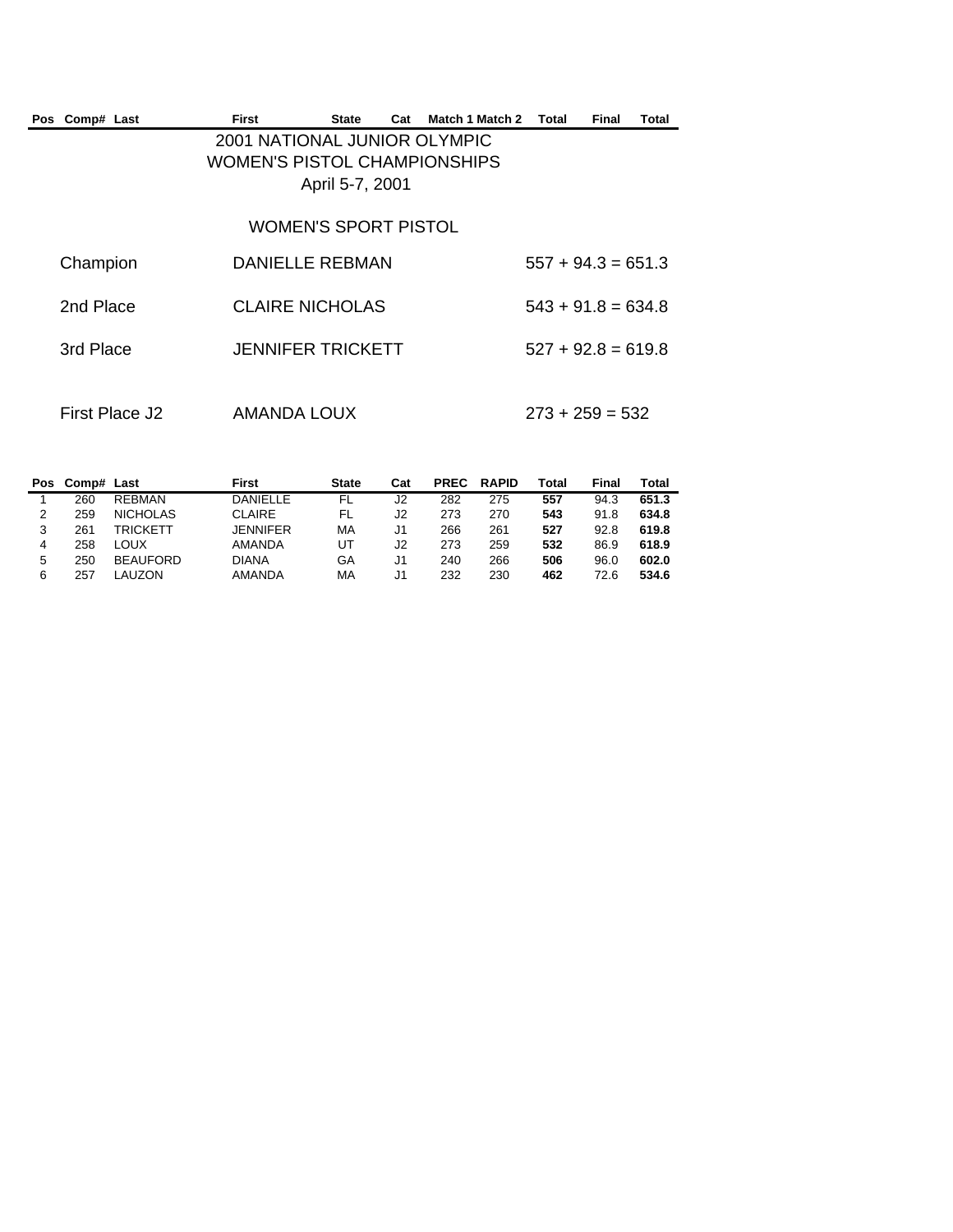| Pos | Comp# | Last | First | State | Cat | Match 1 | Match 2 | Total | Final | Total |
|---|---|---|---|---|---|---|---|---|---|---|

## 2001 NATIONAL JUNIOR OLYMPIC WOMEN'S PISTOL CHAMPIONSHIPS

April 5-7, 2001

### WOMEN'S SPORT PISTOL

| | | |
|---|---|---|
| Champion | DANIELLE REBMAN | 557 + 94.3 = 651.3 |
| 2nd Place | CLAIRE NICHOLAS | 543 + 91.8 = 634.8 |
| 3rd Place | JENNIFER TRICKETT | 527 + 92.8 = 619.8 |
| First Place J2 | AMANDA LOUX | 273 + 259 = 532 |

| Pos | Comp# | Last | First | State | Cat | PREC | RAPID | Total | Final | Total |
|---|---|---|---|---|---|---|---|---|---|---|
| 1 | 260 | REBMAN | DANIELLE | FL | J2 | 282 | 275 | **557** | 94.3 | **651.3** |
| 2 | 259 | NICHOLAS | CLAIRE | FL | J2 | 273 | 270 | **543** | 91.8 | **634.8** |
| 3 | 261 | TRICKETT | JENNIFER | MA | J1 | 266 | 261 | **527** | 92.8 | **619.8** |
| 4 | 258 | LOUX | AMANDA | UT | J2 | 273 | 259 | **532** | 86.9 | **618.9** |
| 5 | 250 | BEAUFORD | DIANA | GA | J1 | 240 | 266 | **506** | 96.0 | **602.0** |
| 6 | 257 | LAUZON | AMANDA | MA | J1 | 232 | 230 | **462** | 72.6 | **534.6** |